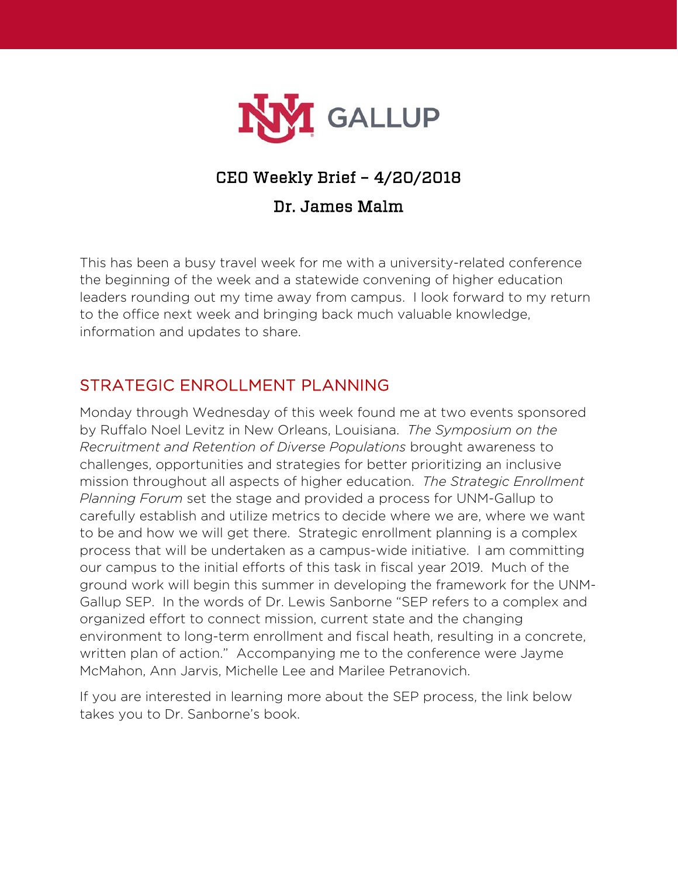# CEO Weekly Brief – 4/20/2018

## Dr. James Malm

This has been a busy travel week for me with a university-related conference the beginning of the week and a statewide convening of higher education leaders rounding out my time away from campus. I look forward to my return to the office next week and bringing back much valuable knowledge, information and updates to share.

## STRATEGIC ENROLLMENT PLANNING

Monday through Wednesday of this week found me at two events sponsored by Ruffalo Noel Levitz in New Orleans, Louisiana. *The Symposium on the Recruitment and Retention of Diverse Populations* brought awareness to challenges, opportunities and strategies for better prioritizing an inclusive mission throughout all aspects of higher education. *The Strategic Enrollment Planning Forum* set the stage and provided a process for UNM-Gallup to carefully establish and utilize metrics to decide where we are, where we want to be and how we will get there. Strategic enrollment planning is a complex process that will be undertaken as a campus-wide initiative. I am committing our campus to the initial efforts of this task in fiscal year 2019. Much of the ground work will begin this summer in developing the framework for the UNM-Gallup SEP. In the words of Dr. Lewis Sanborne "SEP refers to a complex and organized effort to connect mission, current state and the changing environment to long-term enrollment and fiscal heath, resulting in a concrete, written plan of action." Accompanying me to the conference were Jayme McMahon, Ann Jarvis, Michelle Lee and Marilee Petranovich.

If you are interested in learning more about the SEP process, the link below takes you to Dr. Sanborne's book.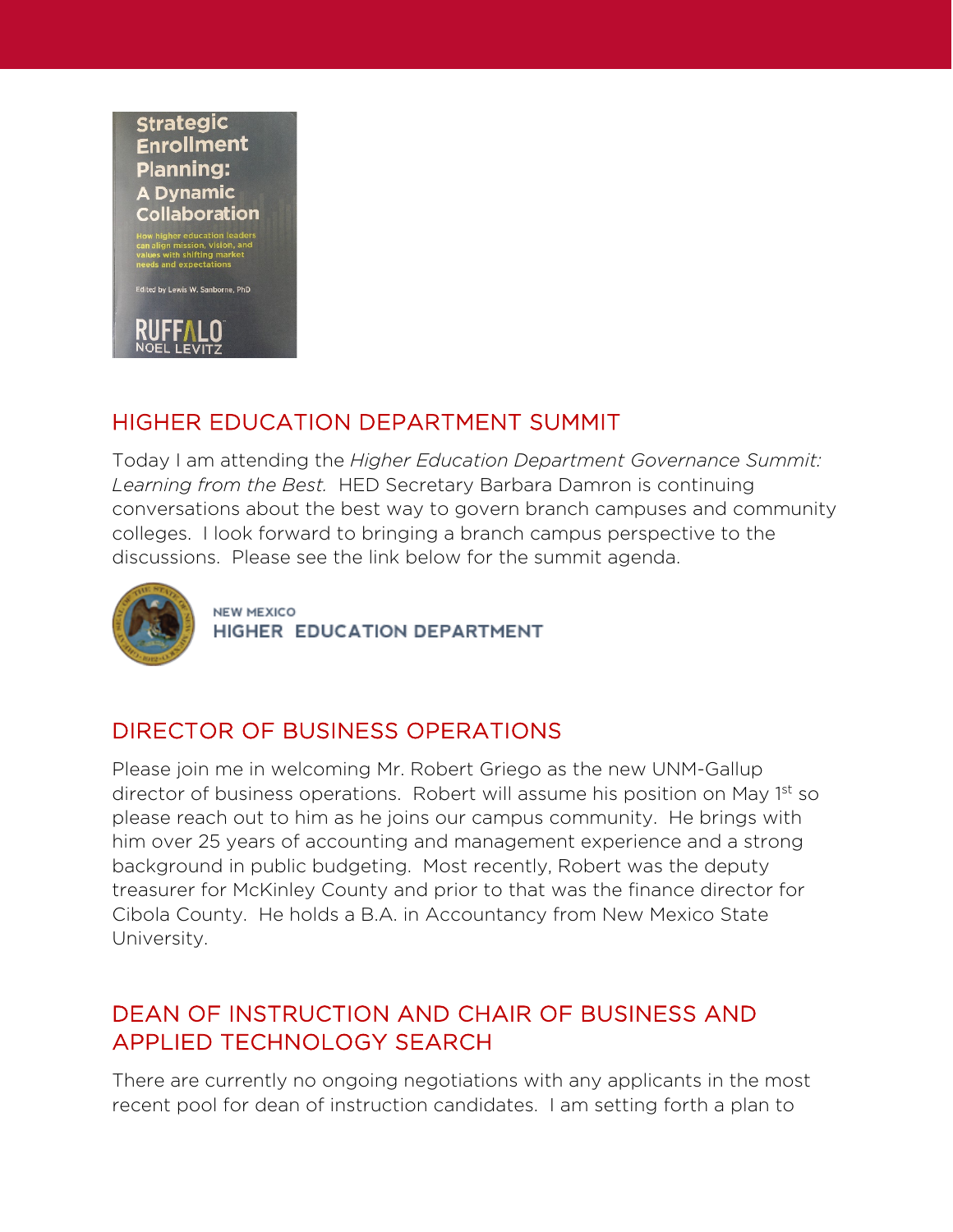## HIGHER EDUCATION DEPARTMENT SUMMIT

Today I am attending the *Higher Education Department Governance Summit: Learning from the Best.* HED Secretary Barbara Damron is continuing conversations about the best way to govern branch campuses and community colleges. I look forward to bringing a branch campus perspective to the discussions. Please see the link below for the summit agenda.

## DIRECTOR OF BUSINESS OPERATIONS

Please join me in welcoming Mr. Robert Griego as the new UNM-Gallup director of business operations. Robert will assume his position on May 1st so please reach out to him as he joins our campus community. He brings with him over 25 years of accounting and management experience and a strong background in public budgeting. Most recently, Robert was the deputy treasurer for McKinley County and prior to that was the finance director for Cibola County. He holds a B.A. in Accountancy from New Mexico State University.

## DEAN OF INSTRUCTION AND CHAIR OF BUSINESS AND APPLIED TECHNOLOGY SEARCH

There are currently no ongoing negotiations with any applicants in the most recent pool for dean of instruction candidates. I am setting forth a plan to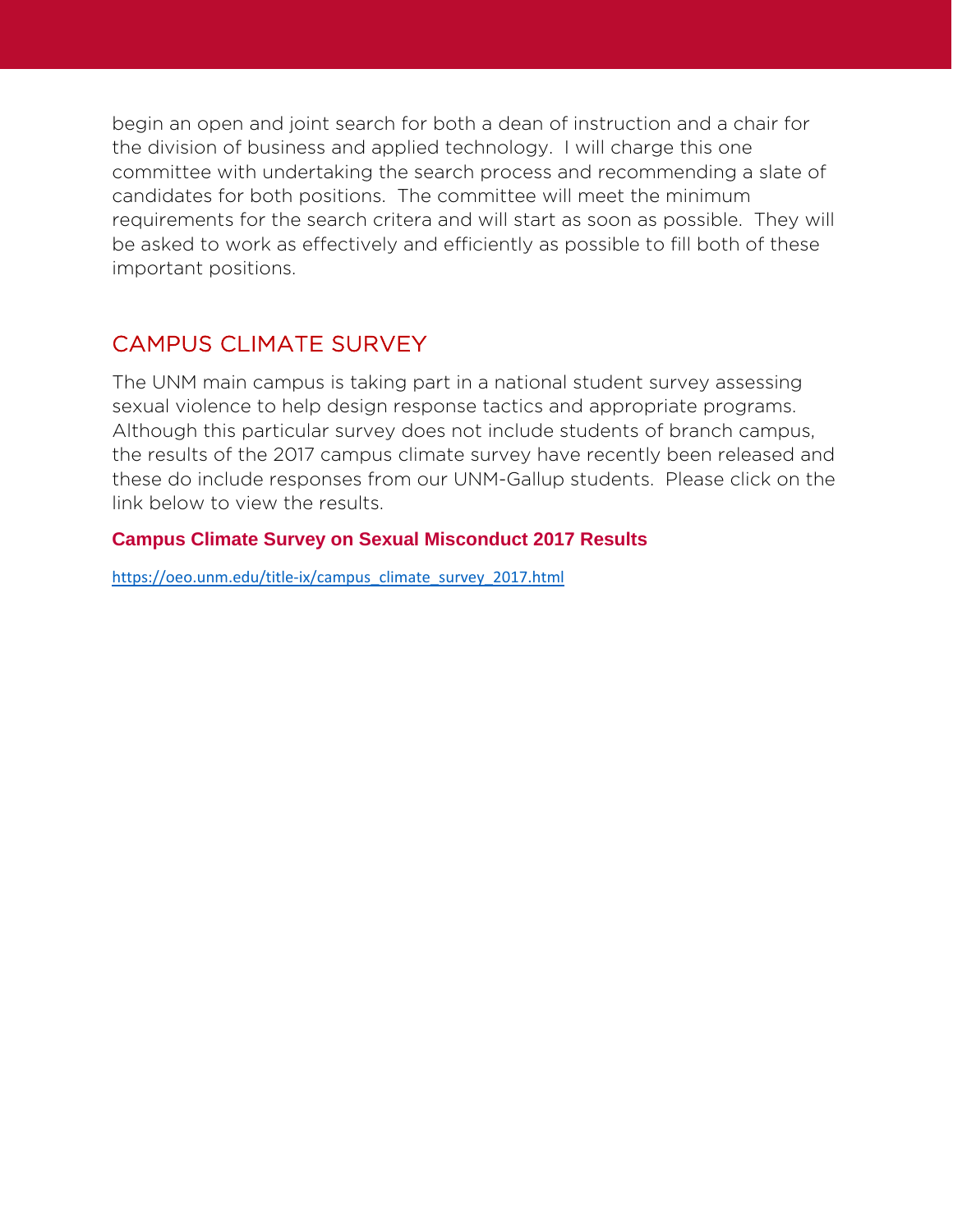begin an open and joint search for both a dean of instruction and a chair for the division of business and applied technology. I will charge this one committee with undertaking the search process and recommending a slate of candidates for both positions. The committee will meet the minimum requirements for the search critera and will start as soon as possible. They will be asked to work as effectively and efficiently as possible to fill both of these important positions.

## CAMPUS CLIMATE SURVEY

The UNM main campus is taking part in a national student survey assessing sexual violence to help design response tactics and appropriate programs. Although this particular survey does not include students of branch campus, the results of the 2017 campus climate survey have recently been released and these do include responses from our UNM-Gallup students. Please click on the link below to view the results.

**Campus Climate Survey on Sexual Misconduct 2017 Results**

https://oeo.unm.edu/title-ix/campus_climate_survey_2017.html